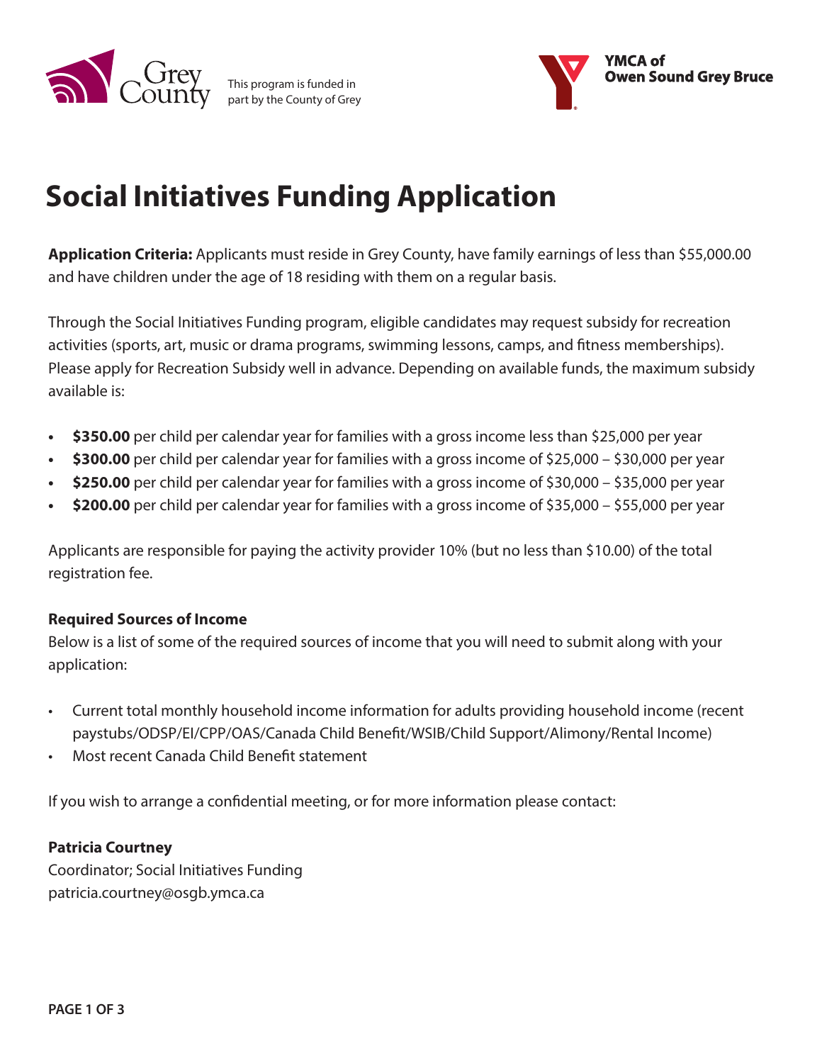This program is funded in part by the County of Grey

**YMCA of Owen Sound Grey Bruce**

# Social Initiatives Funding Application

**Application Criteria:** Applicants must reside in Grey County, have family earnings of less than $55,000.00 and have children under the age of 18 residing with them on a regular basis.

Through the Social Initiatives Funding program, eligible candidates may request subsidy for recreation activities (sports, art, music or drama programs, swimming lessons, camps, and fitness memberships). Please apply for Recreation Subsidy well in advance. Depending on available funds, the maximum subsidy available is:

- **$350.00** per child per calendar year for families with a gross income less than $25,000 per year
- **$300.00** per child per calendar year for families with a gross income of $25,000 – $30,000 per year
- **$250.00** per child per calendar year for families with a gross income of $30,000 – $35,000 per year
- **$200.00** per child per calendar year for families with a gross income of $35,000 – $55,000 per year

Applicants are responsible for paying the activity provider 10% (but no less than $10.00) of the total registration fee.

**Required Sources of Income**

Below is a list of some of the required sources of income that you will need to submit along with your application:

- Current total monthly household income information for adults providing household income (recent paystubs/ODSP/EI/CPP/OAS/Canada Child Benefit/WSIB/Child Support/Alimony/Rental Income)
- Most recent Canada Child Benefit statement

If you wish to arrange a confidential meeting, or for more information please contact:

**Patricia Courtney**
Coordinator; Social Initiatives Funding
patricia.courtney@osgb.ymca.ca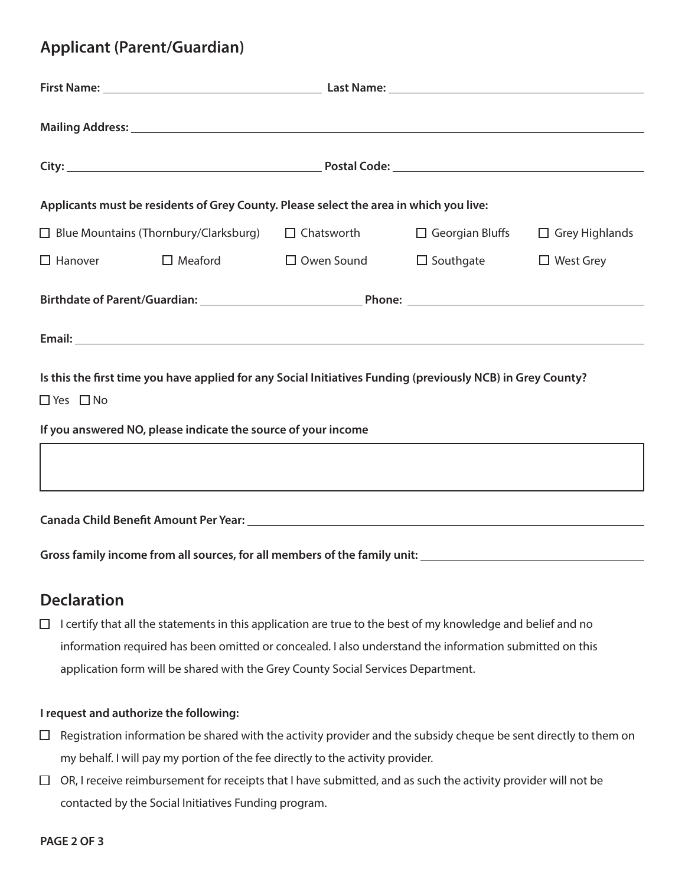## Applicant (Parent/Guardian)

**First Name:** ______________________ **Last Name:** ______________________

**Mailing Address:** ______________________________________________

**City:** ______________________ **Postal Code:** ______________________

**Applicants must be residents of Grey County. Please select the area in which you live:**

- ☐ Blue Mountains (Thornbury/Clarksburg)
- ☐ Chatsworth
- ☐ Georgian Bluffs
- ☐ Grey Highlands
- ☐ Hanover
- ☐ Meaford
- ☐ Owen Sound
- ☐ Southgate
- ☐ West Grey

**Birthdate of Parent/Guardian:** ______________________ **Phone:** ______________________

**Email:** ______________________________________________

**Is this the first time you have applied for any Social Initiatives Funding (previously NCB) in Grey County?**

☐ Yes ☐ No

**If you answered NO, please indicate the source of your income**

______________________________________________

**Canada Child Benefit Amount Per Year:** ______________________

**Gross family income from all sources, for all members of the family unit:** ______________________

## Declaration

☐ I certify that all the statements in this application are true to the best of my knowledge and belief and no information required has been omitted or concealed. I also understand the information submitted on this application form will be shared with the Grey County Social Services Department.

**I request and authorize the following:**

☐ Registration information be shared with the activity provider and the subsidy cheque be sent directly to them on my behalf. I will pay my portion of the fee directly to the activity provider.

☐ OR, I receive reimbursement for receipts that I have submitted, and as such the activity provider will not be contacted by the Social Initiatives Funding program.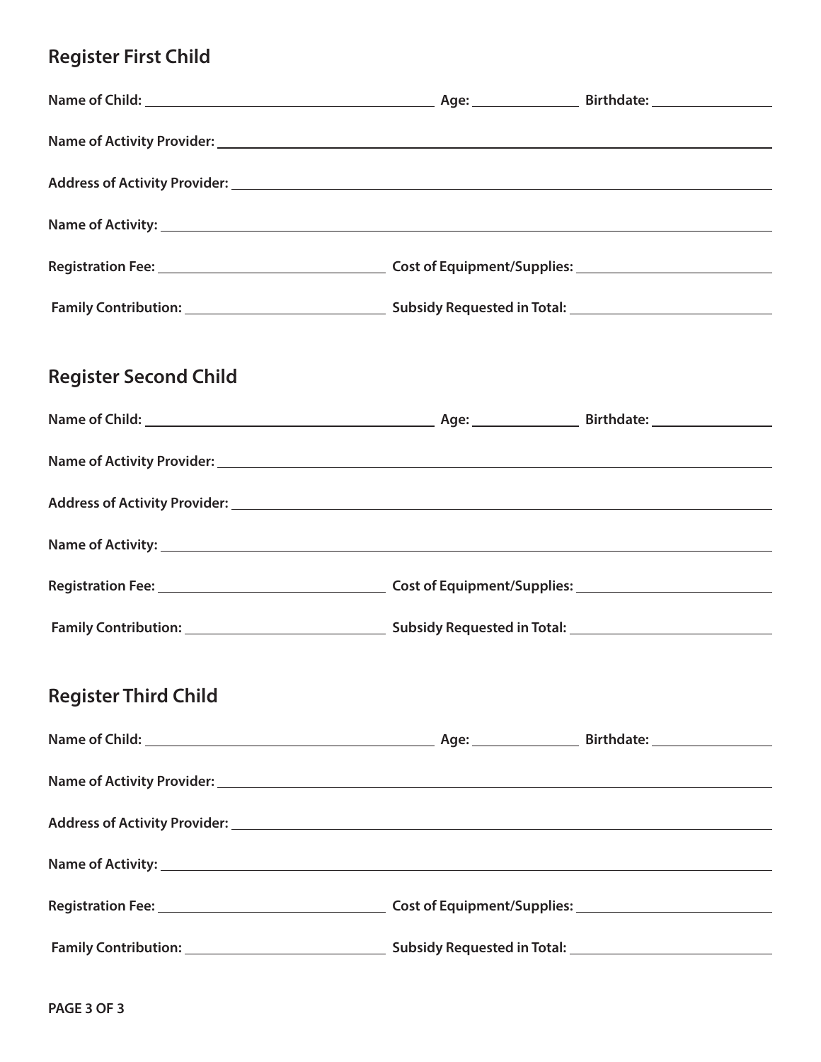## Register First Child

**Name of Child:** ______________________ **Age:** __________ **Birthdate:** __________

**Name of Activity Provider:** ______________________________________________

**Address of Activity Provider:** ______________________________________________

**Name of Activity:** ______________________________________________

**Registration Fee:** ____________________ **Cost of Equipment/Supplies:** ____________________

**Family Contribution:** ____________________ **Subsidy Requested in Total:** ____________________

## Register Second Child

**Name of Child:** ______________________ **Age:** __________ **Birthdate:** __________

**Name of Activity Provider:** ______________________________________________

**Address of Activity Provider:** ______________________________________________

**Name of Activity:** ______________________________________________

**Registration Fee:** ____________________ **Cost of Equipment/Supplies:** ____________________

**Family Contribution:** ____________________ **Subsidy Requested in Total:** ____________________

## Register Third Child

**Name of Child:** ______________________ **Age:** __________ **Birthdate:** __________

**Name of Activity Provider:** ______________________________________________

**Address of Activity Provider:** ______________________________________________

**Name of Activity:** ______________________________________________

**Registration Fee:** ____________________ **Cost of Equipment/Supplies:** ____________________

**Family Contribution:** ____________________ **Subsidy Requested in Total:** ____________________